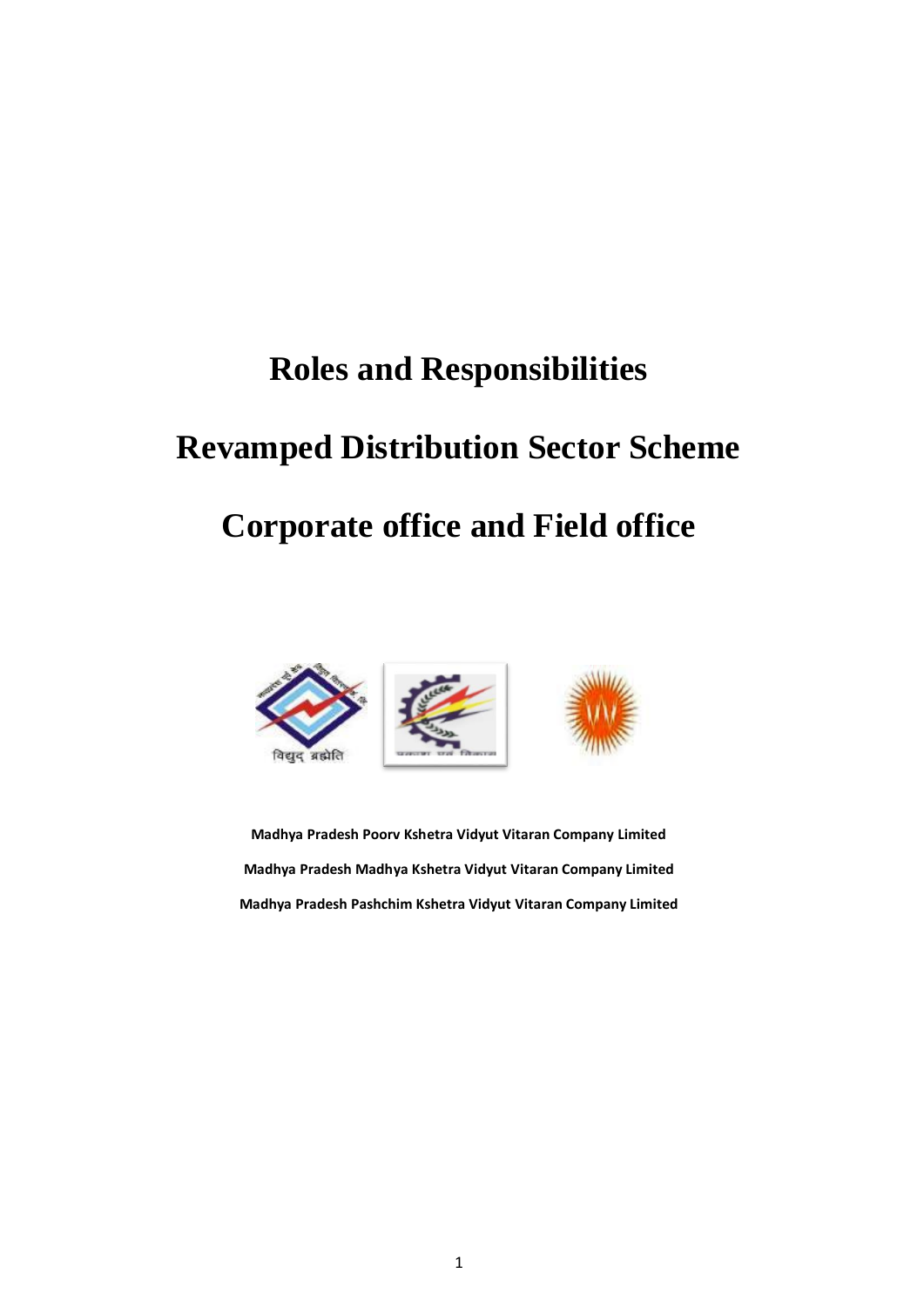# Roles and Responsibilities

# Revamped Distribution Sector Scheme

# Corporate office and Field office

**Madhya Pradesh Poorv Kshetra Vidyut Vitaran Company Limited**

**Madhya Pradesh Madhya Kshetra Vidyut Vitaran Company Limited**

**Madhya Pradesh Pashchim Kshetra Vidyut Vitaran Company Limited**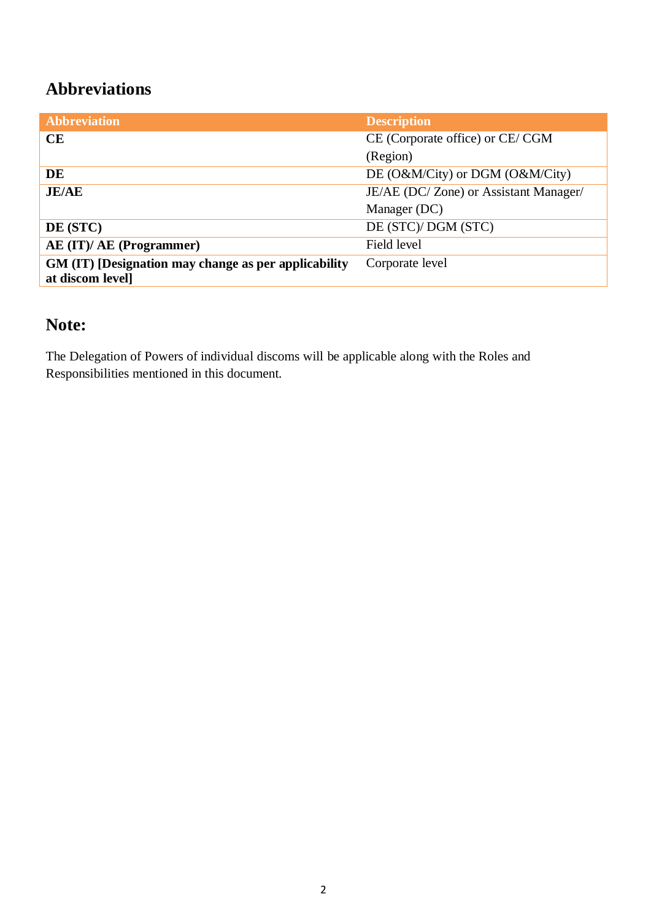## Abbreviations

| Abbreviation | Description |
|---|---|
| **CE** | CE (Corporate office) or CE/ CGM (Region) |
| **DE** | DE (O&M/City) or DGM (O&M/City) |
| **JE/AE** | JE/AE (DC/ Zone) or Assistant Manager/ Manager (DC) |
| **DE (STC)** | DE (STC)/ DGM (STC) |
| **AE (IT)/ AE (Programmer)** | Field level |
| **GM (IT) [Designation may change as per applicability at discom level]** | Corporate level |

## Note:

The Delegation of Powers of individual discoms will be applicable along with the Roles and Responsibilities mentioned in this document.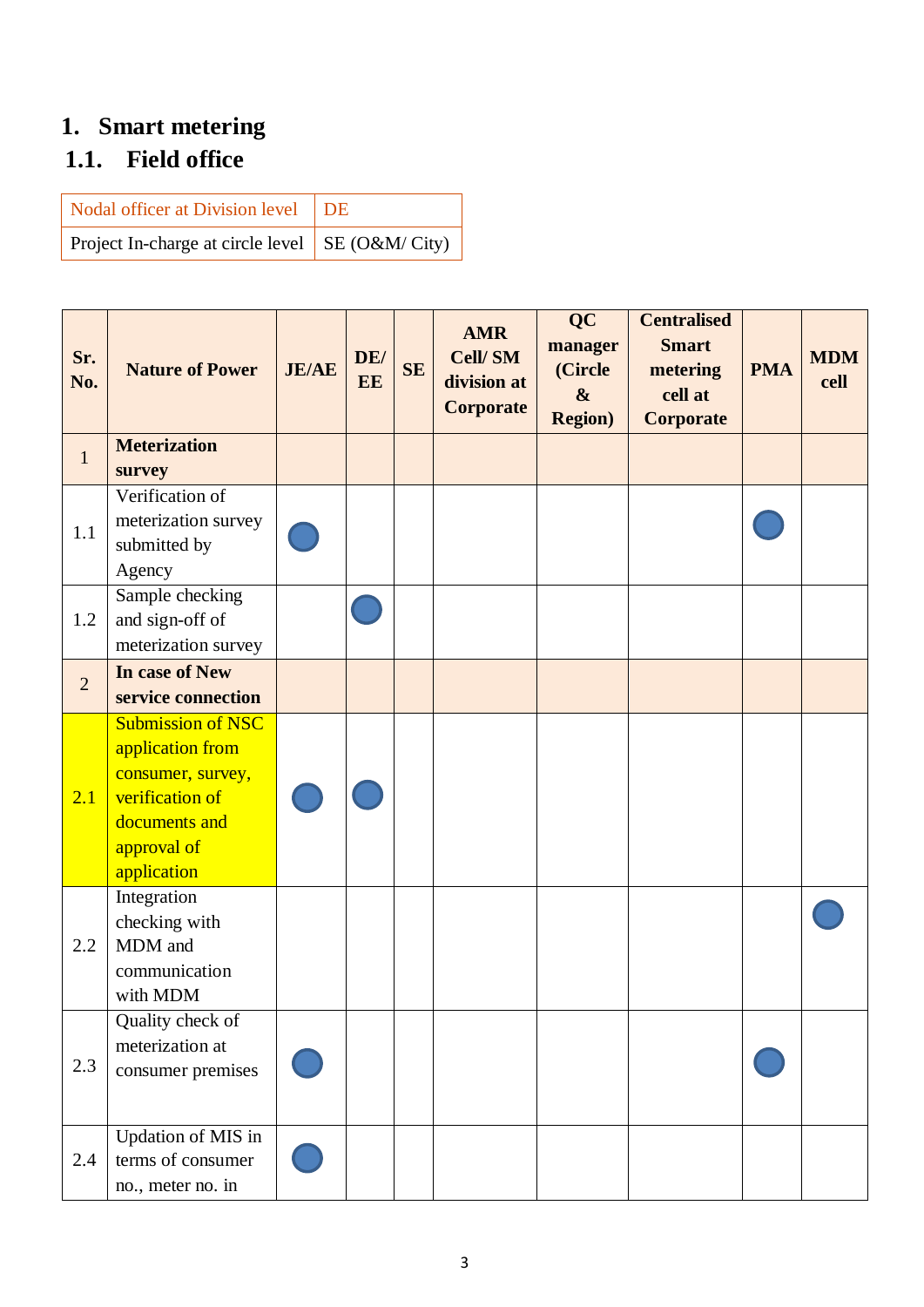# 1. Smart metering

## 1.1. Field office

| Nodal officer at Division level | DE |
|---|---|
| Project In-charge at circle level | SE (O&M/ City) |

| Sr. No. | Nature of Power | JE/AE | DE/ EE | SE | AMR Cell/ SM division at Corporate | QC manager (Circle & Region) | Centralised Smart metering cell at Corporate | PMA | MDM cell |
|---|---|---|---|---|---|---|---|---|---|
| 1 | **Meterization survey** | | | | | | | | |
| 1.1 | Verification of meterization survey submitted by Agency | ● | | | | | | ● | |
| 1.2 | Sample checking and sign-off of meterization survey | | ● | | | | | | |
| 2 | **In case of New service connection** | | | | | | | | |
| 2.1 | Submission of NSC application from consumer, survey, verification of documents and approval of application | ● | ● | | | | | | |
| 2.2 | Integration checking with MDM and communication with MDM | | | | | | | | ● |
| 2.3 | Quality check of meterization at consumer premises | ● | | | | | | ● | |
| 2.4 | Updation of MIS in terms of consumer no., meter no. in | ● | | | | | | | |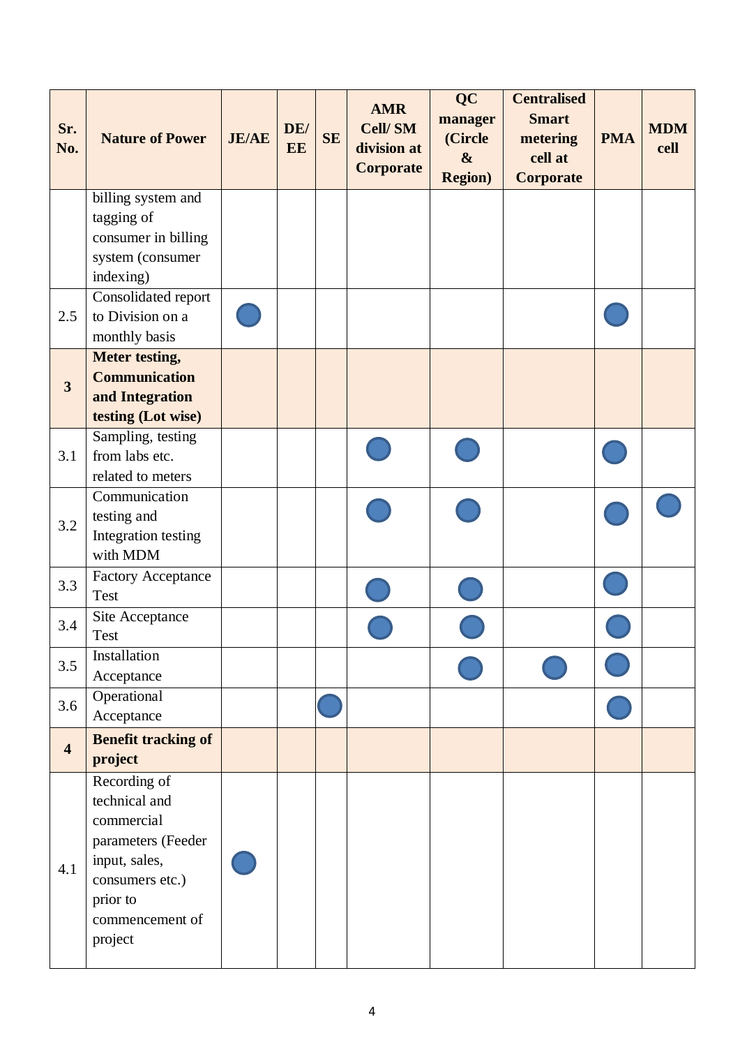| Sr. No. | Nature of Power | JE/AE | DE/ EE | SE | AMR Cell/ SM division at Corporate | QC manager (Circle & Region) | Centralised Smart metering cell at Corporate | PMA | MDM cell |
|---|---|---|---|---|---|---|---|---|---|
| | billing system and tagging of consumer in billing system (consumer indexing) | | | | | | | | |
| 2.5 | Consolidated report to Division on a monthly basis | ● | | | | | | ● | |
| **3** | **Meter testing, Communication and Integration testing (Lot wise)** | | | | | | | | |
| 3.1 | Sampling, testing from labs etc. related to meters | | | | ● | ● | | ● | |
| 3.2 | Communication testing and Integration testing with MDM | | | | ● | ● | | ● | ● |
| 3.3 | Factory Acceptance Test | | | | ● | ● | | ● | |
| 3.4 | Site Acceptance Test | | | | ● | ● | | ● | |
| 3.5 | Installation Acceptance | | | | | ● | ● | ● | |
| 3.6 | Operational Acceptance | | | ● | | | | ● | |
| **4** | **Benefit tracking of project** | | | | | | | | |
| 4.1 | Recording of technical and commercial parameters (Feeder input, sales, consumers etc.) prior to commencement of project | ● | | | | | | | |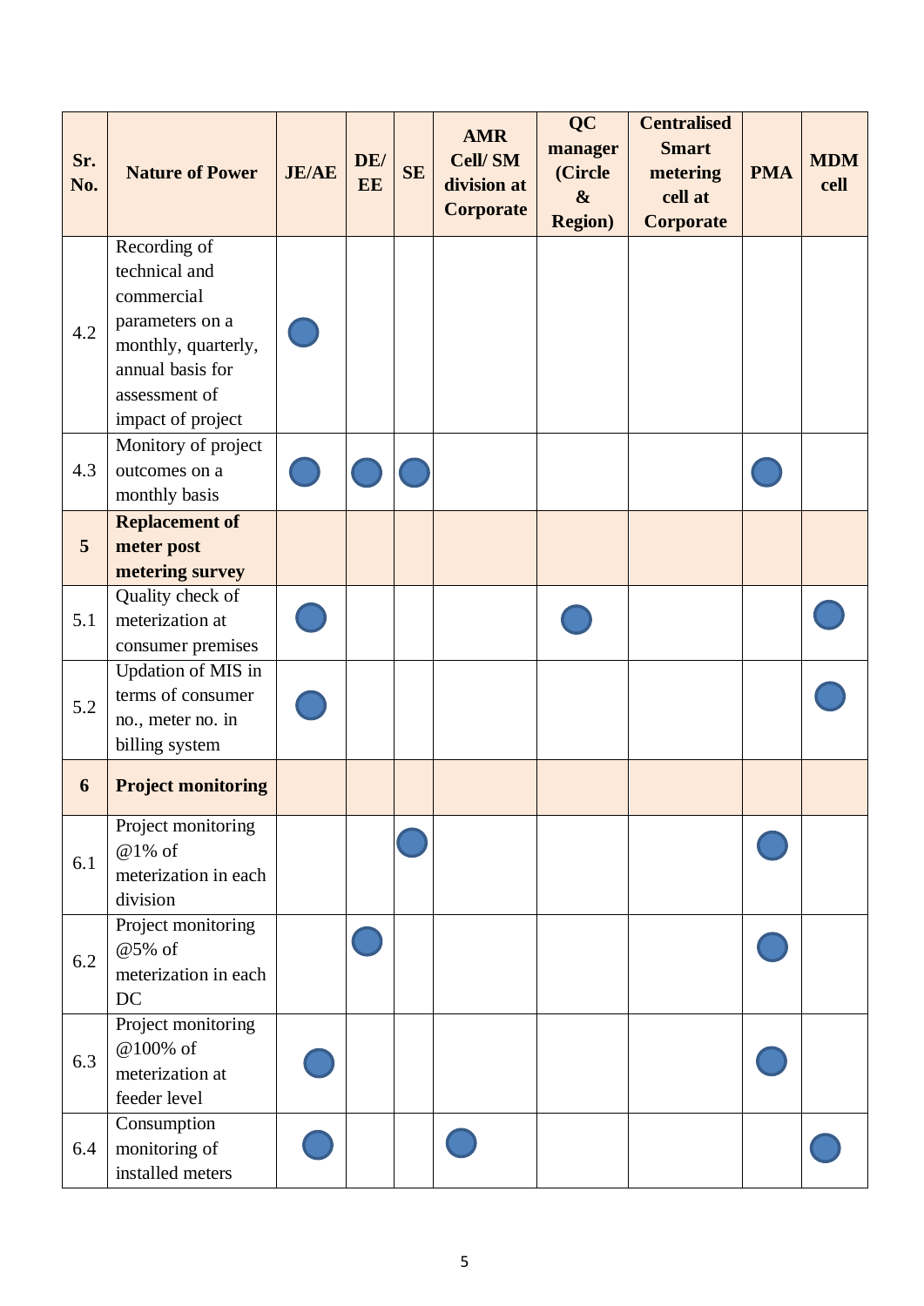| Sr. No. | Nature of Power | JE/AE | DE/ EE | SE | AMR Cell/ SM division at Corporate | QC manager (Circle & Region) | Centralised Smart metering cell at Corporate | PMA | MDM cell |
|---|---|---|---|---|---|---|---|---|---|
| 4.2 | Recording of technical and commercial parameters on a monthly, quarterly, annual basis for assessment of impact of project | ● | | | | | | | |
| 4.3 | Monitory of project outcomes on a monthly basis | ● | ● | ● | | | | ● | |
| **5** | **Replacement of meter post metering survey** | | | | | | | | |
| 5.1 | Quality check of meterization at consumer premises | ● | | | | ● | | | ● |
| 5.2 | Updation of MIS in terms of consumer no., meter no. in billing system | ● | | | | | | | ● |
| **6** | **Project monitoring** | | | | | | | | |
| 6.1 | Project monitoring @1% of meterization in each division | | | ● | | | | ● | |
| 6.2 | Project monitoring @5% of meterization in each DC | | ● | | | | | ● | |
| 6.3 | Project monitoring @100% of meterization at feeder level | ● | | | | | | ● | |
| 6.4 | Consumption monitoring of installed meters | ● | | | ● | | | | ● |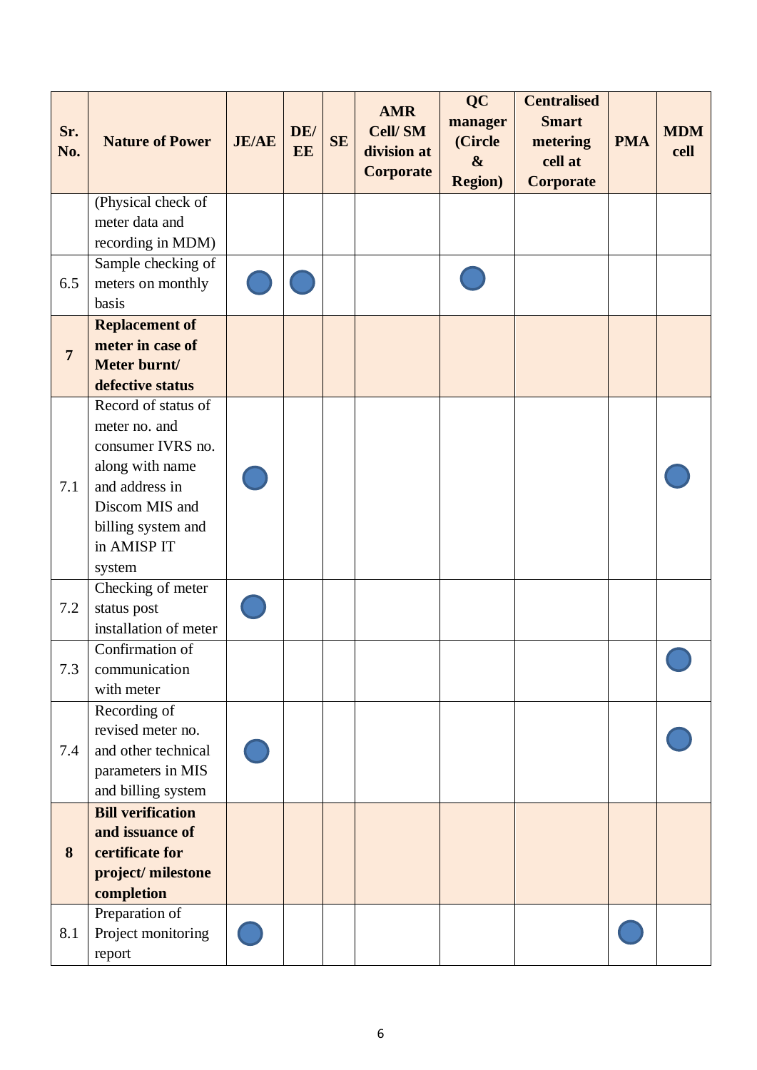| Sr. No. | Nature of Power | JE/AE | DE/ EE | SE | AMR Cell/ SM division at Corporate | QC manager (Circle & Region) | Centralised Smart metering cell at Corporate | PMA | MDM cell |
|---|---|---|---|---|---|---|---|---|---|
| | (Physical check of meter data and recording in MDM) | | | | | | | | |
| 6.5 | Sample checking of meters on monthly basis | ● | ● | | | ● | | | |
| **7** | **Replacement of meter in case of Meter burnt/ defective status** | | | | | | | | |
| 7.1 | Record of status of meter no. and consumer IVRS no. along with name and address in Discom MIS and billing system and in AMISP IT system | ● | | | | | | | ● |
| 7.2 | Checking of meter status post installation of meter | ● | | | | | | | |
| 7.3 | Confirmation of communication with meter | | | | | | | | ● |
| 7.4 | Recording of revised meter no. and other technical parameters in MIS and billing system | ● | | | | | | | ● |
| **8** | **Bill verification and issuance of certificate for project/ milestone completion** | | | | | | | | |
| 8.1 | Preparation of Project monitoring report | ● | | | | | | ● | |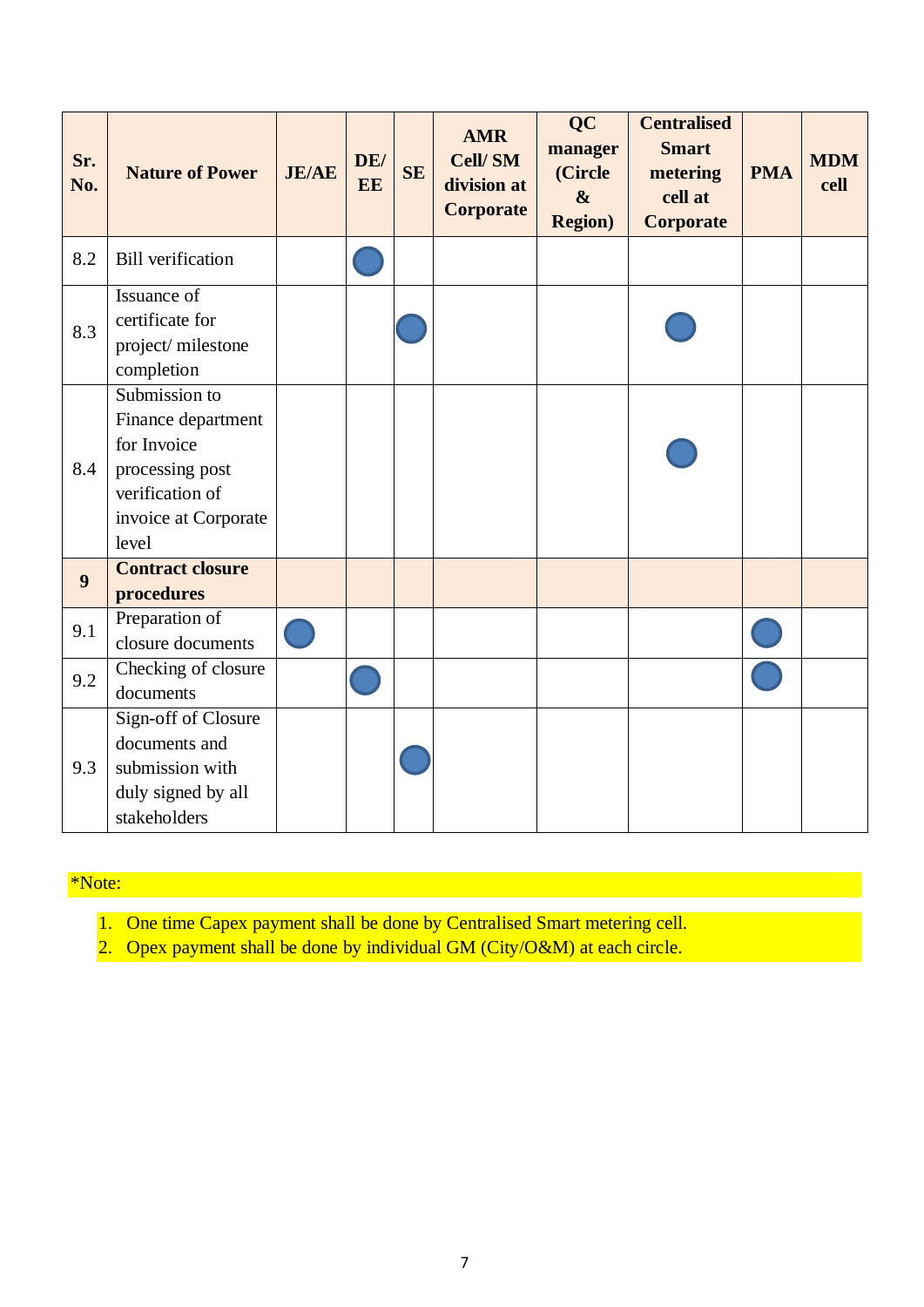| Sr. No. | Nature of Power | JE/AE | DE/ EE | SE | AMR Cell/ SM division at Corporate | QC manager (Circle & Region) | Centralised Smart metering cell at Corporate | PMA | MDM cell |
|---|---|---|---|---|---|---|---|---|---|
| 8.2 | Bill verification | | ● | | | | | | |
| 8.3 | Issuance of certificate for project/ milestone completion | | | ● | | | ● | | |
| 8.4 | Submission to Finance department for Invoice processing post verification of invoice at Corporate level | | | | | | ● | | |
| **9** | **Contract closure procedures** | | | | | | | | |
| 9.1 | Preparation of closure documents | ● | | | | | | ● | |
| 9.2 | Checking of closure documents | | ● | | | | | ● | |
| 9.3 | Sign-off of Closure documents and submission with duly signed by all stakeholders | | | ● | | | | | |

*Note:

1. One time Capex payment shall be done by Centralised Smart metering cell.
2. Opex payment shall be done by individual GM (City/O&M) at each circle.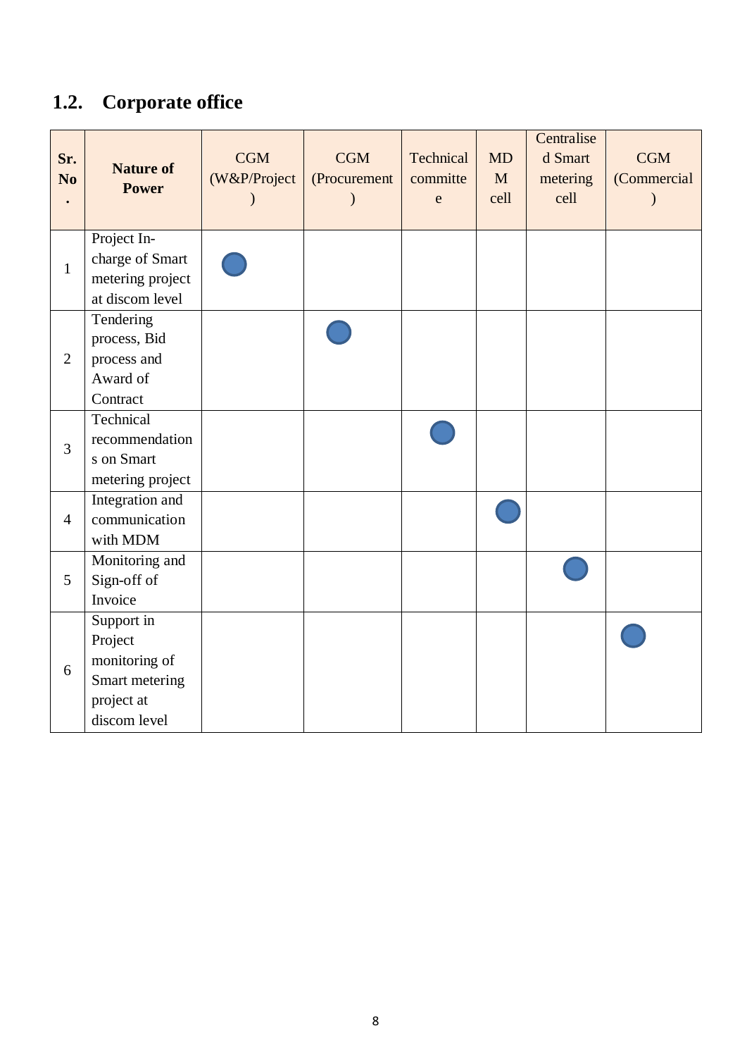## 1.2. Corporate office

| Sr. No. | Nature of Power | CGM (W&P/Project) | CGM (Procurement) | Technical committee | MDM cell | Centralised Smart metering cell | CGM (Commercial) |
|---|---|---|---|---|---|---|---|
| 1 | Project In-charge of Smart metering project at discom level | ● | | | | | |
| 2 | Tendering process, Bid process and Award of Contract | | ● | | | | |
| 3 | Technical recommendations on Smart metering project | | | ● | | | |
| 4 | Integration and communication with MDM | | | | ● | | |
| 5 | Monitoring and Sign-off of Invoice | | | | | ● | |
| 6 | Support in Project monitoring of Smart metering project at discom level | | | | | | ● |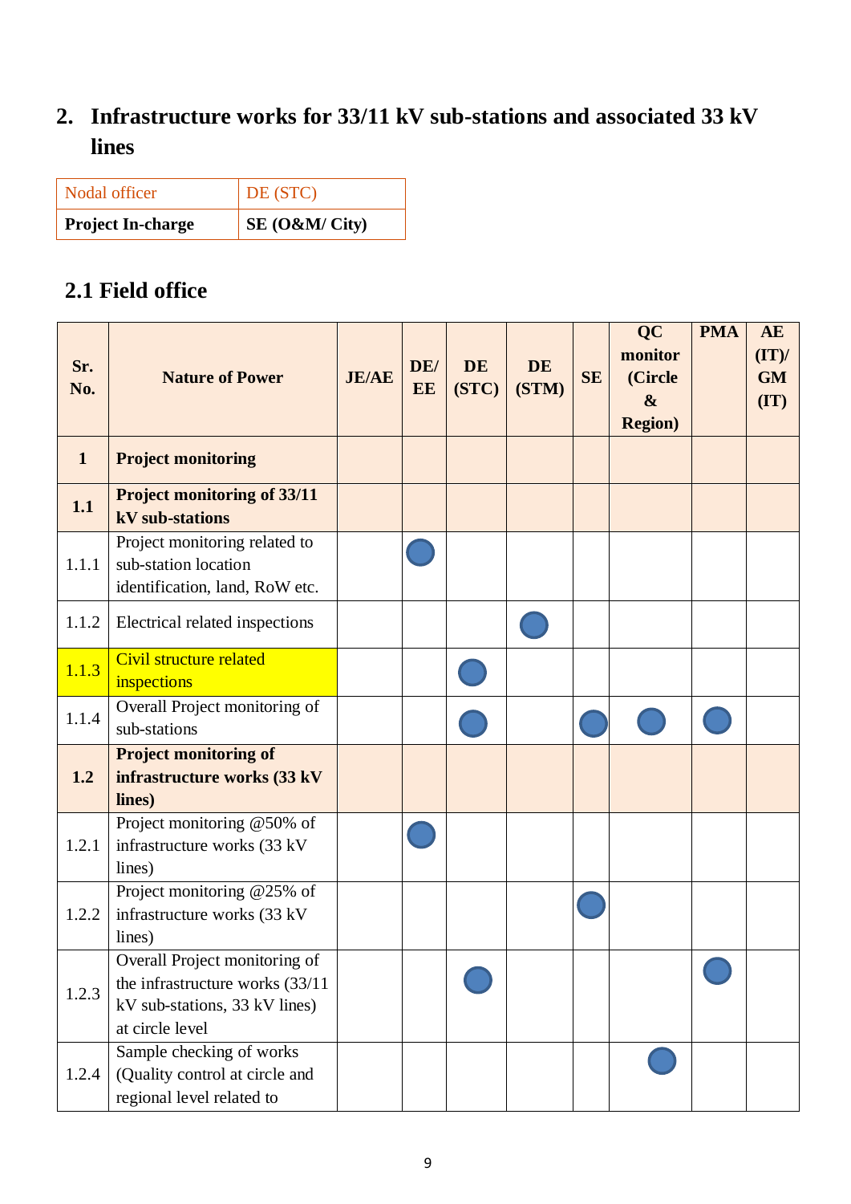## 2. Infrastructure works for 33/11 kV sub-stations and associated 33 kV lines

| Nodal officer | DE (STC) |
|---|---|
| **Project In-charge** | **SE (O&M/ City)** |

### 2.1 Field office

| Sr. No. | Nature of Power | JE/AE | DE/ EE | DE (STC) | DE (STM) | SE | QC monitor (Circle & Region) | PMA | AE (IT)/ GM (IT) |
|---|---|---|---|---|---|---|---|---|---|
| **1** | **Project monitoring** | | | | | | | | |
| **1.1** | **Project monitoring of 33/11 kV sub-stations** | | | | | | | | |
| 1.1.1 | Project monitoring related to sub-station location identification, land, RoW etc. | | ● | | | | | | |
| 1.1.2 | Electrical related inspections | | | | ● | | | | |
| 1.1.3 | Civil structure related inspections | | | ● | | | | | |
| 1.1.4 | Overall Project monitoring of sub-stations | | | ● | | ● | ● | ● | |
| **1.2** | **Project monitoring of infrastructure works (33 kV lines)** | | | | | | | | |
| 1.2.1 | Project monitoring @50% of infrastructure works (33 kV lines) | | ● | | | | | | |
| 1.2.2 | Project monitoring @25% of infrastructure works (33 kV lines) | | | | | ● | | | |
| 1.2.3 | Overall Project monitoring of the infrastructure works (33/11 kV sub-stations, 33 kV lines) at circle level | | | ● | | | | ● | |
| 1.2.4 | Sample checking of works (Quality control at circle and regional level related to | | | | | | ● | | |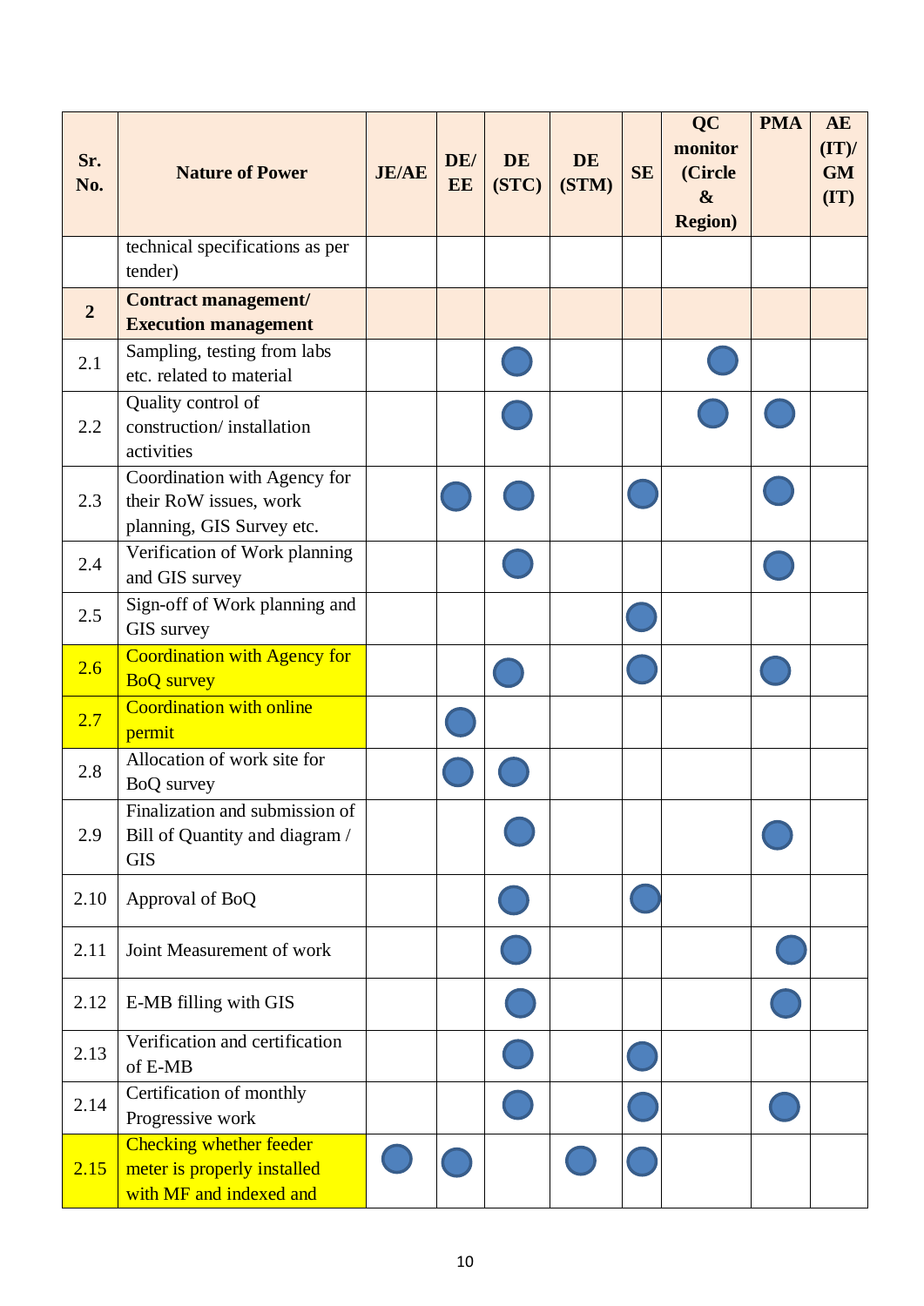| Sr. No. | Nature of Power | JE/AE | DE/ EE | DE (STC) | DE (STM) | SE | QC monitor (Circle & Region) | PMA | AE (IT)/ GM (IT) |
|---|---|---|---|---|---|---|---|---|---|
| | technical specifications as per tender) | | | | | | | | |
| **2** | **Contract management/ Execution management** | | | | | | | | |
| 2.1 | Sampling, testing from labs etc. related to material | | | ● | | | ● | | |
| 2.2 | Quality control of construction/ installation activities | | | ● | | | ● | ● | |
| 2.3 | Coordination with Agency for their RoW issues, work planning, GIS Survey etc. | | ● | ● | | ● | | ● | |
| 2.4 | Verification of Work planning and GIS survey | | | ● | | | | ● | |
| 2.5 | Sign-off of Work planning and GIS survey | | | | | ● | | | |
| 2.6 | Coordination with Agency for BoQ survey | | | ● | | ● | | ● | |
| 2.7 | Coordination with online permit | | ● | | | | | | |
| 2.8 | Allocation of work site for BoQ survey | | ● | ● | | | | | |
| 2.9 | Finalization and submission of Bill of Quantity and diagram / GIS | | | ● | | | | ● | |
| 2.10 | Approval of BoQ | | | ● | | ● | | | |
| 2.11 | Joint Measurement of work | | | ● | | | | ● | |
| 2.12 | E-MB filling with GIS | | | ● | | | | ● | |
| 2.13 | Verification and certification of E-MB | | | ● | | ● | | | |
| 2.14 | Certification of monthly Progressive work | | | ● | | ● | | ● | |
| 2.15 | Checking whether feeder meter is properly installed with MF and indexed and | ● | ● | | ● | ● | | | |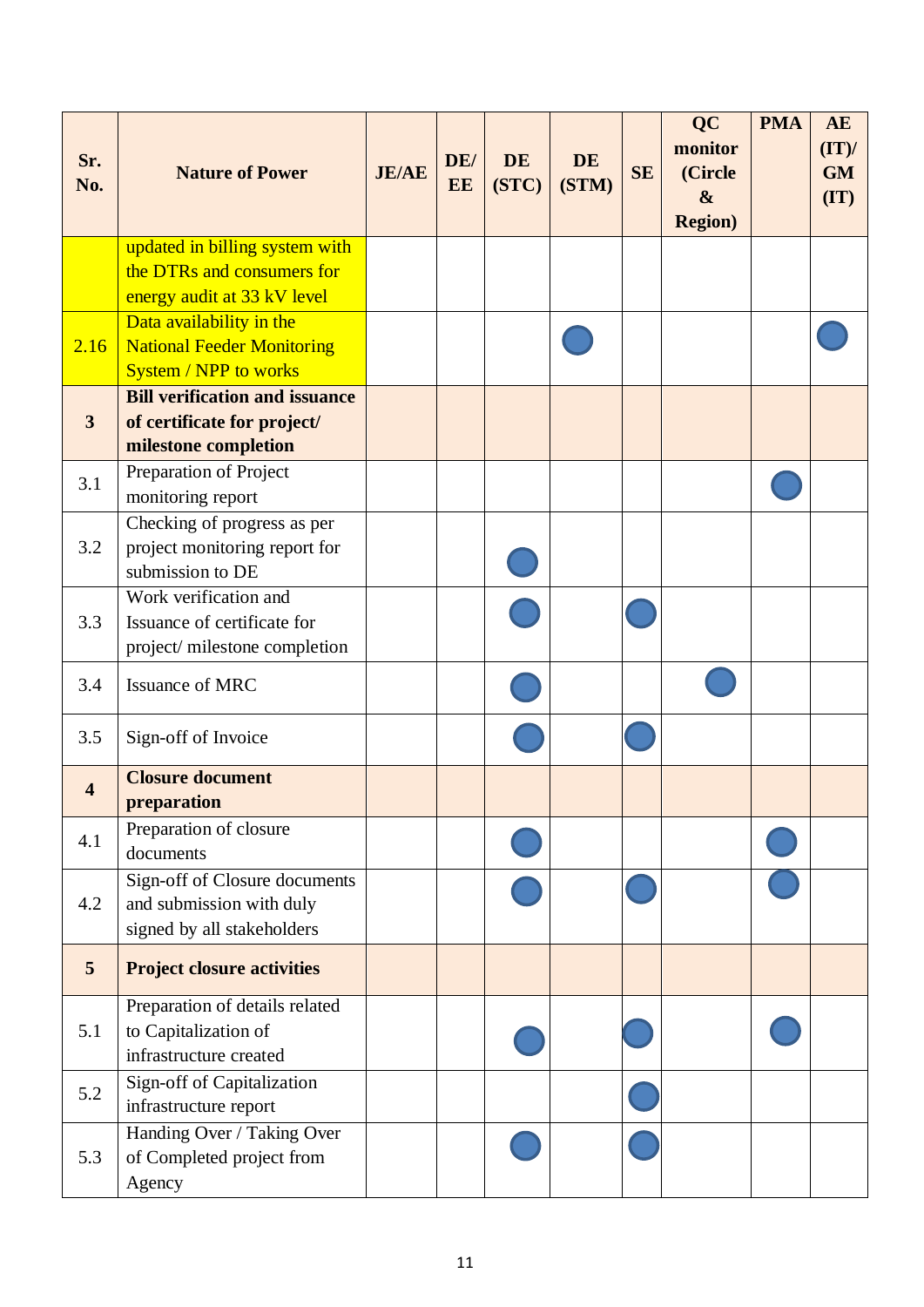| Sr. No. | Nature of Power | JE/AE | DE/ EE | DE (STC) | DE (STM) | SE | QC monitor (Circle & Region) | PMA | AE (IT)/ GM (IT) |
|---|---|---|---|---|---|---|---|---|---|
| | updated in billing system with the DTRs and consumers for energy audit at 33 kV level | | | | | | | | |
| 2.16 | Data availability in the National Feeder Monitoring System / NPP to works | | | | ● | | | | ● |
| **3** | **Bill verification and issuance of certificate for project/ milestone completion** | | | | | | | | |
| 3.1 | Preparation of Project monitoring report | | | | | | | ● | |
| 3.2 | Checking of progress as per project monitoring report for submission to DE | | | ● | | | | | |
| 3.3 | Work verification and Issuance of certificate for project/ milestone completion | | | ● | | ● | | | |
| 3.4 | Issuance of MRC | | | ● | | | ● | | |
| 3.5 | Sign-off of Invoice | | | ● | | ● | | | |
| **4** | **Closure document preparation** | | | | | | | | |
| 4.1 | Preparation of closure documents | | | ● | | | | ● | |
| 4.2 | Sign-off of Closure documents and submission with duly signed by all stakeholders | | | ● | | ● | | ● | |
| **5** | **Project closure activities** | | | | | | | | |
| 5.1 | Preparation of details related to Capitalization of infrastructure created | | | ● | | ● | | ● | |
| 5.2 | Sign-off of Capitalization infrastructure report | | | | | ● | | | |
| 5.3 | Handing Over / Taking Over of Completed project from Agency | | | ● | | ● | | | |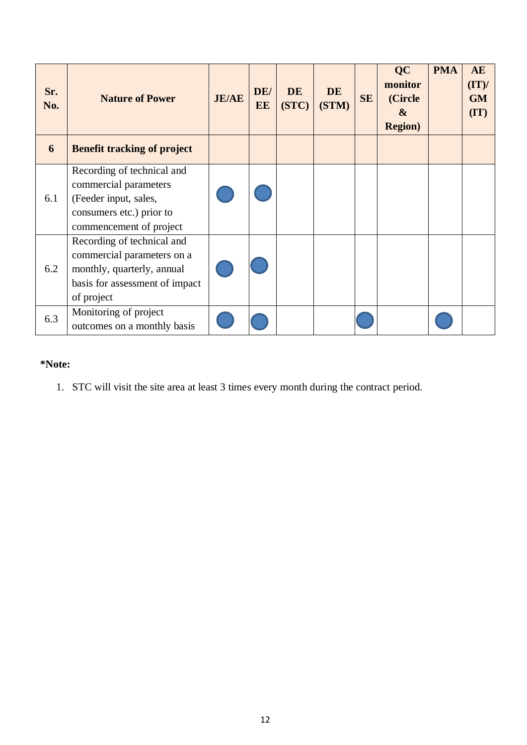| Sr. No. | Nature of Power | JE/AE | DE/ EE | DE (STC) | DE (STM) | SE | QC monitor (Circle & Region) | PMA | AE (IT)/ GM (IT) |
|---|---|---|---|---|---|---|---|---|---|
| **6** | **Benefit tracking of project** | | | | | | | | |
| 6.1 | Recording of technical and commercial parameters (Feeder input, sales, consumers etc.) prior to commencement of project | ● | ● | | | | | | |
| 6.2 | Recording of technical and commercial parameters on a monthly, quarterly, annual basis for assessment of impact of project | ● | ● | | | | | | |
| 6.3 | Monitoring of project outcomes on a monthly basis | ● | ● | | | ● | | ● | |

**\*Note:**

1. STC will visit the site area at least 3 times every month during the contract period.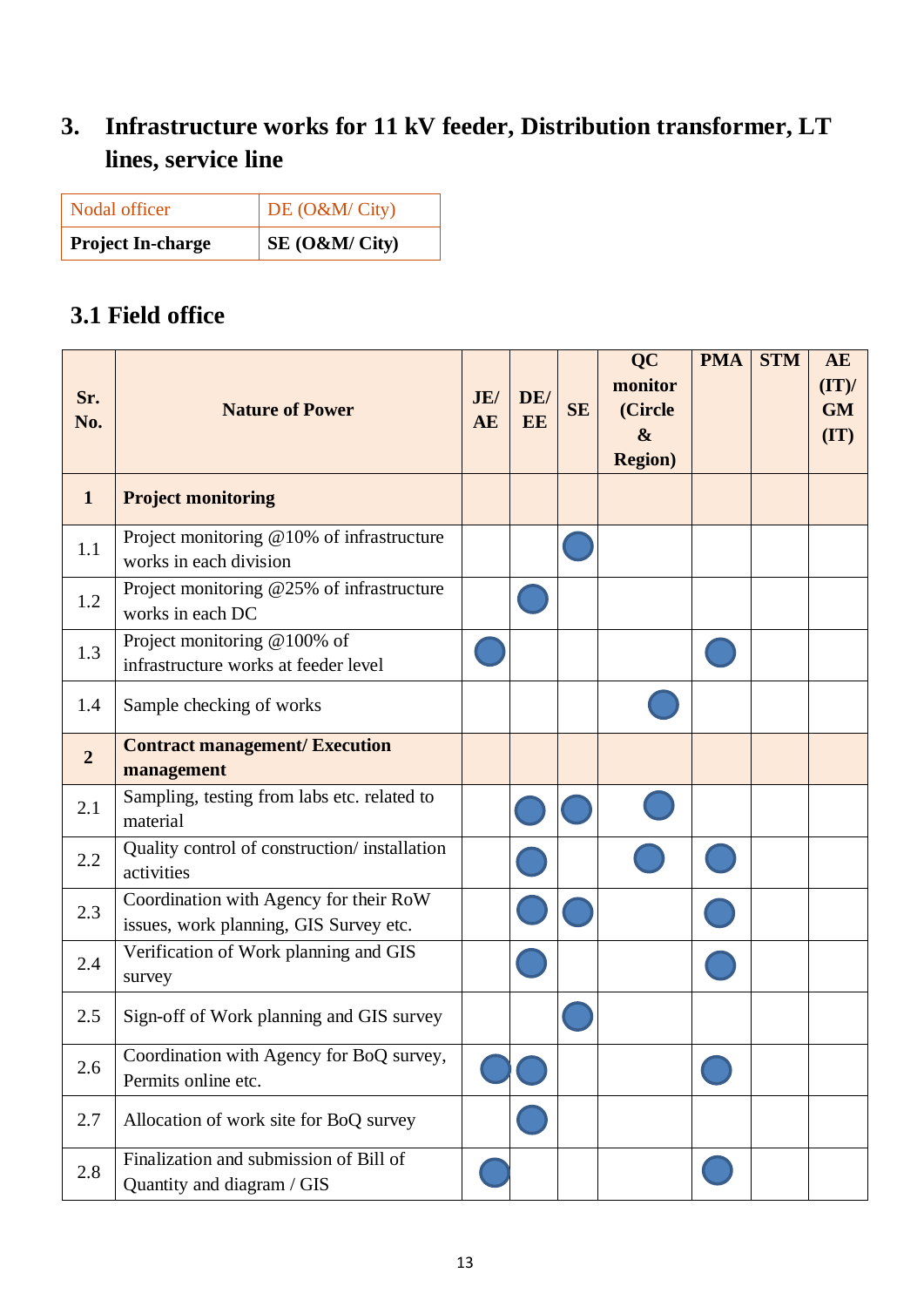# 3. Infrastructure works for 11 kV feeder, Distribution transformer, LT lines, service line

| Nodal officer | DE (O&M/ City) |
|---|---|
| **Project In-charge** | **SE (O&M/ City)** |

## 3.1 Field office

| Sr. No. | Nature of Power | JE/ AE | DE/ EE | SE | QC monitor (Circle & Region) | PMA | STM | AE (IT)/ GM (IT) |
|---|---|---|---|---|---|---|---|---|
| **1** | **Project monitoring** | | | | | | | |
| 1.1 | Project monitoring @10% of infrastructure works in each division | | | ● | | | | |
| 1.2 | Project monitoring @25% of infrastructure works in each DC | | ● | | | | | |
| 1.3 | Project monitoring @100% of infrastructure works at feeder level | ● | | | | ● | | |
| 1.4 | Sample checking of works | | | | ● | | | |
| **2** | **Contract management/ Execution management** | | | | | | | |
| 2.1 | Sampling, testing from labs etc. related to material | | ● | ● | ● | | | |
| 2.2 | Quality control of construction/ installation activities | | ● | | ● | ● | | |
| 2.3 | Coordination with Agency for their RoW issues, work planning, GIS Survey etc. | | ● | ● | | ● | | |
| 2.4 | Verification of Work planning and GIS survey | | ● | | | ● | | |
| 2.5 | Sign-off of Work planning and GIS survey | | | ● | | | | |
| 2.6 | Coordination with Agency for BoQ survey, Permits online etc. | ● | ● | | | ● | | |
| 2.7 | Allocation of work site for BoQ survey | | ● | | | | | |
| 2.8 | Finalization and submission of Bill of Quantity and diagram / GIS | ● | | | | ● | | |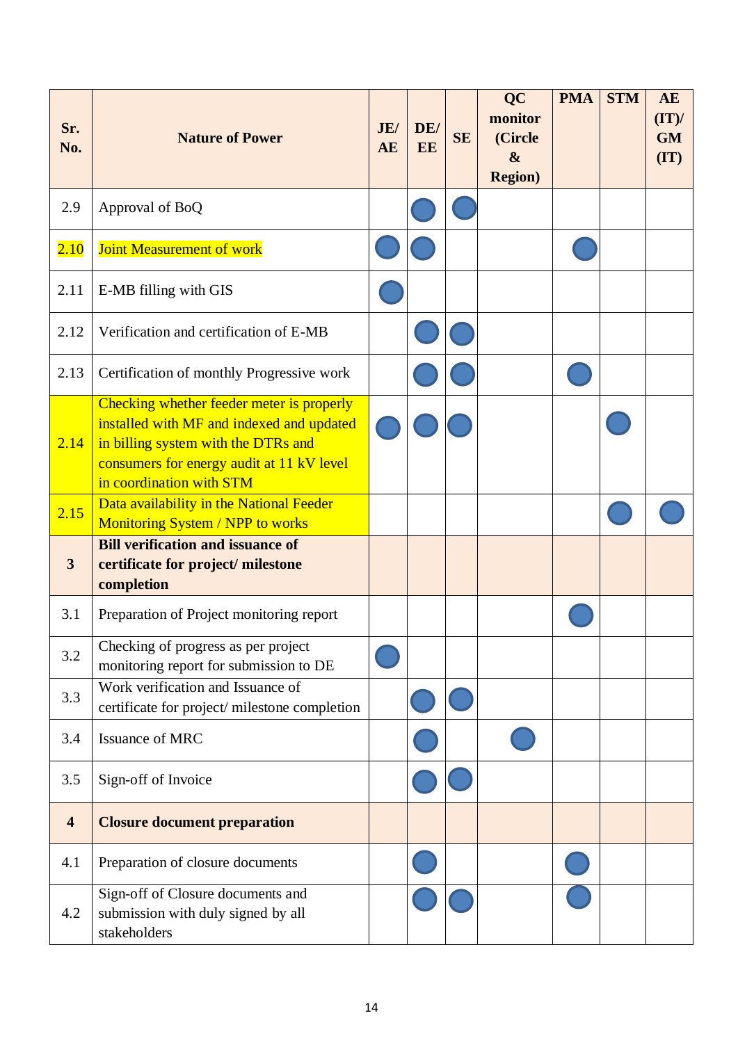| Sr. No. | Nature of Power | JE/ AE | DE/ EE | SE | QC monitor (Circle & Region) | PMA | STM | AE (IT)/ GM (IT) |
|---|---|---|---|---|---|---|---|---|
| 2.9 | Approval of BoQ | | ● | ● | | | | |
| 2.10 | Joint Measurement of work | ● | ● | | | ● | | |
| 2.11 | E-MB filling with GIS | ● | | | | | | |
| 2.12 | Verification and certification of E-MB | | ● | ● | | | | |
| 2.13 | Certification of monthly Progressive work | | ● | ● | | ● | | |
| 2.14 | Checking whether feeder meter is properly installed with MF and indexed and updated in billing system with the DTRs and consumers for energy audit at 11 kV level in coordination with STM | ● | ● | ● | | | ● | |
| 2.15 | Data availability in the National Feeder Monitoring System / NPP to works | | | | | | ● | ● |
| **3** | **Bill verification and issuance of certificate for project/ milestone completion** | | | | | | | |
| 3.1 | Preparation of Project monitoring report | | | | | ● | | |
| 3.2 | Checking of progress as per project monitoring report for submission to DE | ● | | | | | | |
| 3.3 | Work verification and Issuance of certificate for project/ milestone completion | | ● | ● | | | | |
| 3.4 | Issuance of MRC | | ● | | ● | | | |
| 3.5 | Sign-off of Invoice | | ● | ● | | | | |
| **4** | **Closure document preparation** | | | | | | | |
| 4.1 | Preparation of closure documents | | ● | | | ● | | |
| 4.2 | Sign-off of Closure documents and submission with duly signed by all stakeholders | | ● | ● | | ● | | |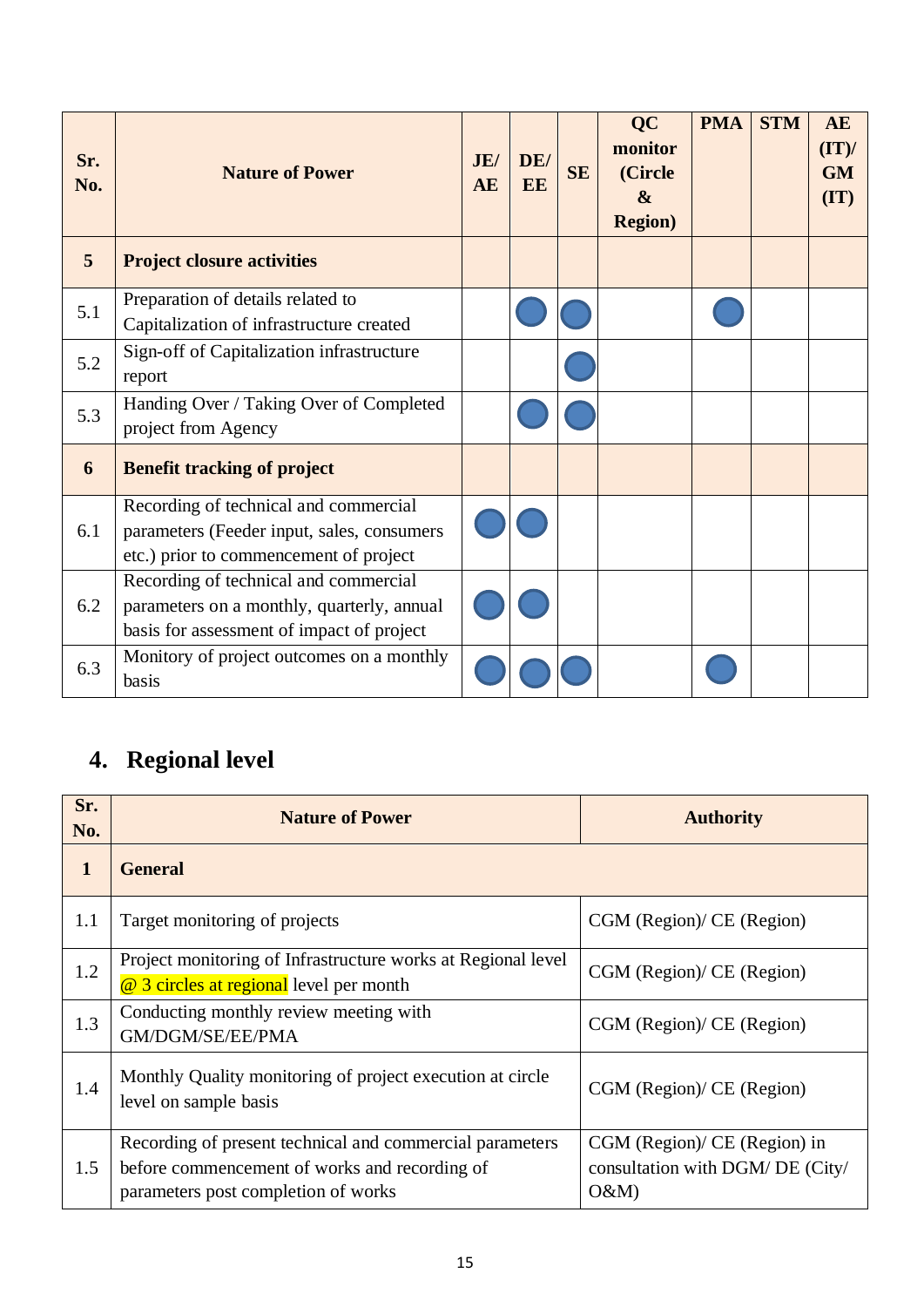| Sr. No. | Nature of Power | JE/ AE | DE/ EE | SE | QC monitor (Circle & Region) | PMA | STM | AE (IT)/ GM (IT) |
|---|---|---|---|---|---|---|---|---|
| **5** | **Project closure activities** | | | | | | | |
| 5.1 | Preparation of details related to Capitalization of infrastructure created | | ● | ● | | ● | | |
| 5.2 | Sign-off of Capitalization infrastructure report | | | ● | | | | |
| 5.3 | Handing Over / Taking Over of Completed project from Agency | | ● | ● | | | | |
| **6** | **Benefit tracking of project** | | | | | | | |
| 6.1 | Recording of technical and commercial parameters (Feeder input, sales, consumers etc.) prior to commencement of project | ● | ● | | | | | |
| 6.2 | Recording of technical and commercial parameters on a monthly, quarterly, annual basis for assessment of impact of project | ● | ● | | | | | |
| 6.3 | Monitory of project outcomes on a monthly basis | ● | ● | ● | | ● | | |

## 4. Regional level

| Sr. No. | Nature of Power | Authority |
|---|---|---|
| **1** | **General** | |
| 1.1 | Target monitoring of projects | CGM (Region)/ CE (Region) |
| 1.2 | Project monitoring of Infrastructure works at Regional level @ 3 circles at regional level per month | CGM (Region)/ CE (Region) |
| 1.3 | Conducting monthly review meeting with GM/DGM/SE/EE/PMA | CGM (Region)/ CE (Region) |
| 1.4 | Monthly Quality monitoring of project execution at circle level on sample basis | CGM (Region)/ CE (Region) |
| 1.5 | Recording of present technical and commercial parameters before commencement of works and recording of parameters post completion of works | CGM (Region)/ CE (Region) in consultation with DGM/ DE (City/ O&M) |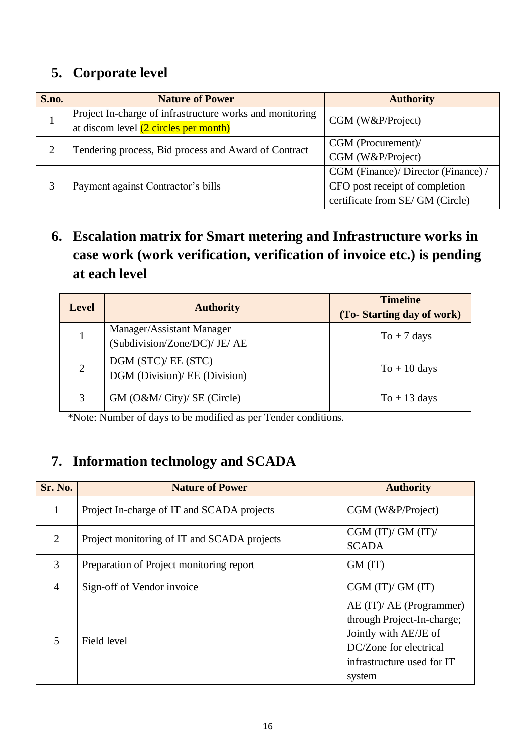## 5. Corporate level

| S.no. | Nature of Power | Authority |
|---|---|---|
| 1 | Project In-charge of infrastructure works and monitoring at discom level (2 circles per month) | CGM (W&P/Project) |
| 2 | Tendering process, Bid process and Award of Contract | CGM (Procurement)/ CGM (W&P/Project) |
| 3 | Payment against Contractor's bills | CGM (Finance)/ Director (Finance) / CFO post receipt of completion certificate from SE/ GM (Circle) |

## 6. Escalation matrix for Smart metering and Infrastructure works in case work (work verification, verification of invoice etc.) is pending at each level

| Level | Authority | Timeline (To- Starting day of work) |
|---|---|---|
| 1 | Manager/Assistant Manager (Subdivision/Zone/DC)/ JE/ AE | To + 7 days |
| 2 | DGM (STC)/ EE (STC) DGM (Division)/ EE (Division) | To + 10 days |
| 3 | GM (O&M/ City)/ SE (Circle) | To + 13 days |

*Note: Number of days to be modified as per Tender conditions.

## 7. Information technology and SCADA

| Sr. No. | Nature of Power | Authority |
|---|---|---|
| 1 | Project In-charge of IT and SCADA projects | CGM (W&P/Project) |
| 2 | Project monitoring of IT and SCADA projects | CGM (IT)/ GM (IT)/ SCADA |
| 3 | Preparation of Project monitoring report | GM (IT) |
| 4 | Sign-off of Vendor invoice | CGM (IT)/ GM (IT) |
| 5 | Field level | AE (IT)/ AE (Programmer) through Project-In-charge; Jointly with AE/JE of DC/Zone for electrical infrastructure used for IT system |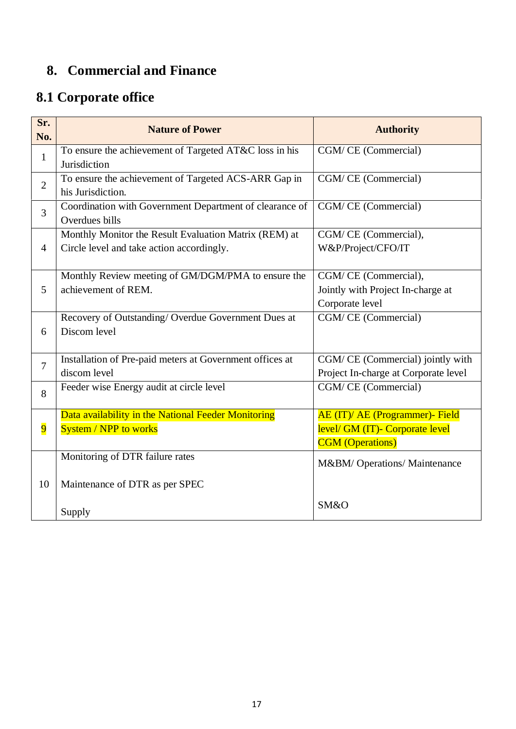## 8. Commercial and Finance

### 8.1 Corporate office

| Sr. No. | Nature of Power | Authority |
|---|---|---|
| 1 | To ensure the achievement of Targeted AT&C loss in his Jurisdiction | CGM/ CE (Commercial) |
| 2 | To ensure the achievement of Targeted ACS-ARR Gap in his Jurisdiction. | CGM/ CE (Commercial) |
| 3 | Coordination with Government Department of clearance of Overdues bills | CGM/ CE (Commercial) |
| 4 | Monthly Monitor the Result Evaluation Matrix (REM) at Circle level and take action accordingly. | CGM/ CE (Commercial), W&P/Project/CFO/IT |
| 5 | Monthly Review meeting of GM/DGM/PMA to ensure the achievement of REM. | CGM/ CE (Commercial), Jointly with Project In-charge at Corporate level |
| 6 | Recovery of Outstanding/ Overdue Government Dues at Discom level | CGM/ CE (Commercial) |
| 7 | Installation of Pre-paid meters at Government offices at discom level | CGM/ CE (Commercial) jointly with Project In-charge at Corporate level |
| 8 | Feeder wise Energy audit at circle level | CGM/ CE (Commercial) |
| 9 | Data availability in the National Feeder Monitoring System / NPP to works | AE (IT)/ AE (Programmer)- Field level/ GM (IT)- Corporate level CGM (Operations) |
| 10 | Monitoring of DTR failure rates<br><br>Maintenance of DTR as per SPEC<br><br>Supply | M&BM/ Operations/ Maintenance<br><br>SM&O |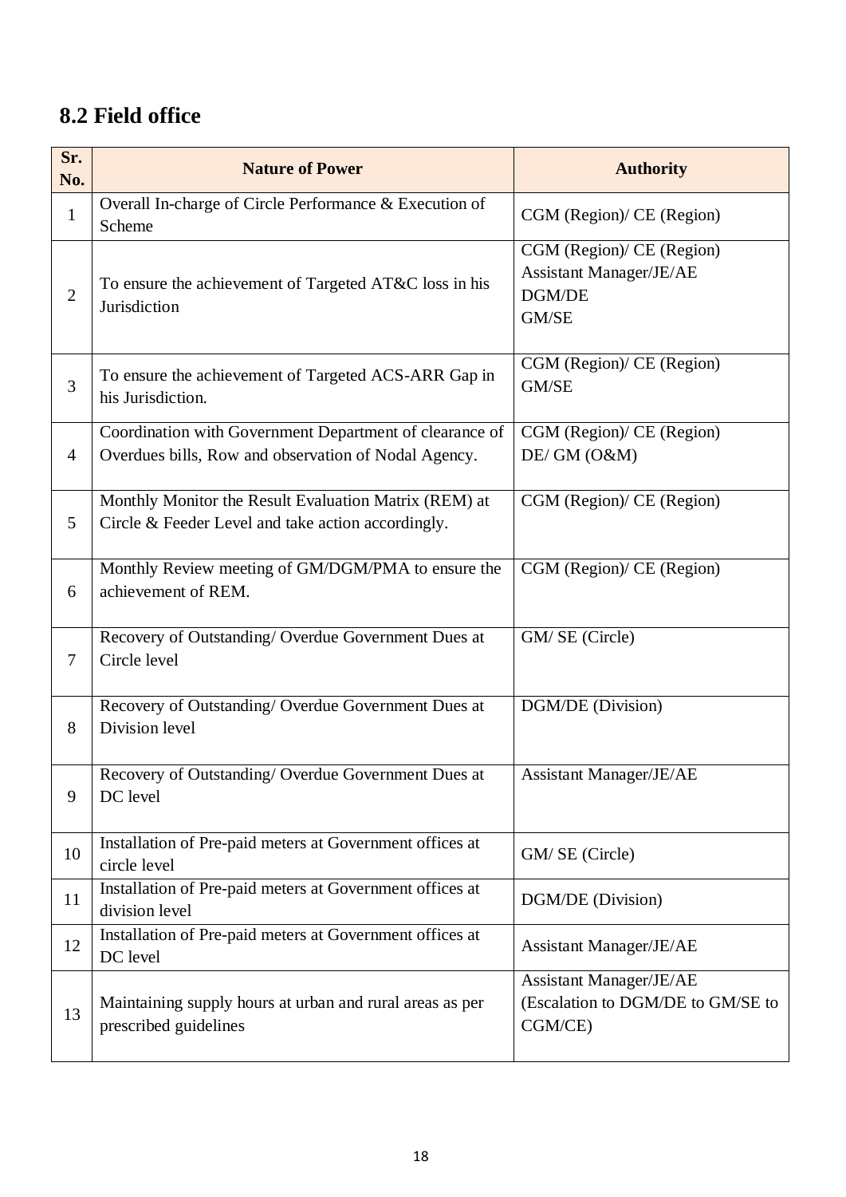## 8.2 Field office

| Sr. No. | Nature of Power | Authority |
|---|---|---|
| 1 | Overall In-charge of Circle Performance & Execution of Scheme | CGM (Region)/ CE (Region) |
| 2 | To ensure the achievement of Targeted AT&C loss in his Jurisdiction | CGM (Region)/ CE (Region)<br>Assistant Manager/JE/AE<br>DGM/DE<br>GM/SE |
| 3 | To ensure the achievement of Targeted ACS-ARR Gap in his Jurisdiction. | CGM (Region)/ CE (Region)<br>GM/SE |
| 4 | Coordination with Government Department of clearance of Overdues bills, Row and observation of Nodal Agency. | CGM (Region)/ CE (Region)<br>DE/ GM (O&M) |
| 5 | Monthly Monitor the Result Evaluation Matrix (REM) at Circle & Feeder Level and take action accordingly. | CGM (Region)/ CE (Region) |
| 6 | Monthly Review meeting of GM/DGM/PMA to ensure the achievement of REM. | CGM (Region)/ CE (Region) |
| 7 | Recovery of Outstanding/ Overdue Government Dues at Circle level | GM/ SE (Circle) |
| 8 | Recovery of Outstanding/ Overdue Government Dues at Division level | DGM/DE (Division) |
| 9 | Recovery of Outstanding/ Overdue Government Dues at DC level | Assistant Manager/JE/AE |
| 10 | Installation of Pre-paid meters at Government offices at circle level | GM/ SE (Circle) |
| 11 | Installation of Pre-paid meters at Government offices at division level | DGM/DE (Division) |
| 12 | Installation of Pre-paid meters at Government offices at DC level | Assistant Manager/JE/AE |
| 13 | Maintaining supply hours at urban and rural areas as per prescribed guidelines | Assistant Manager/JE/AE<br>(Escalation to DGM/DE to GM/SE to CGM/CE) |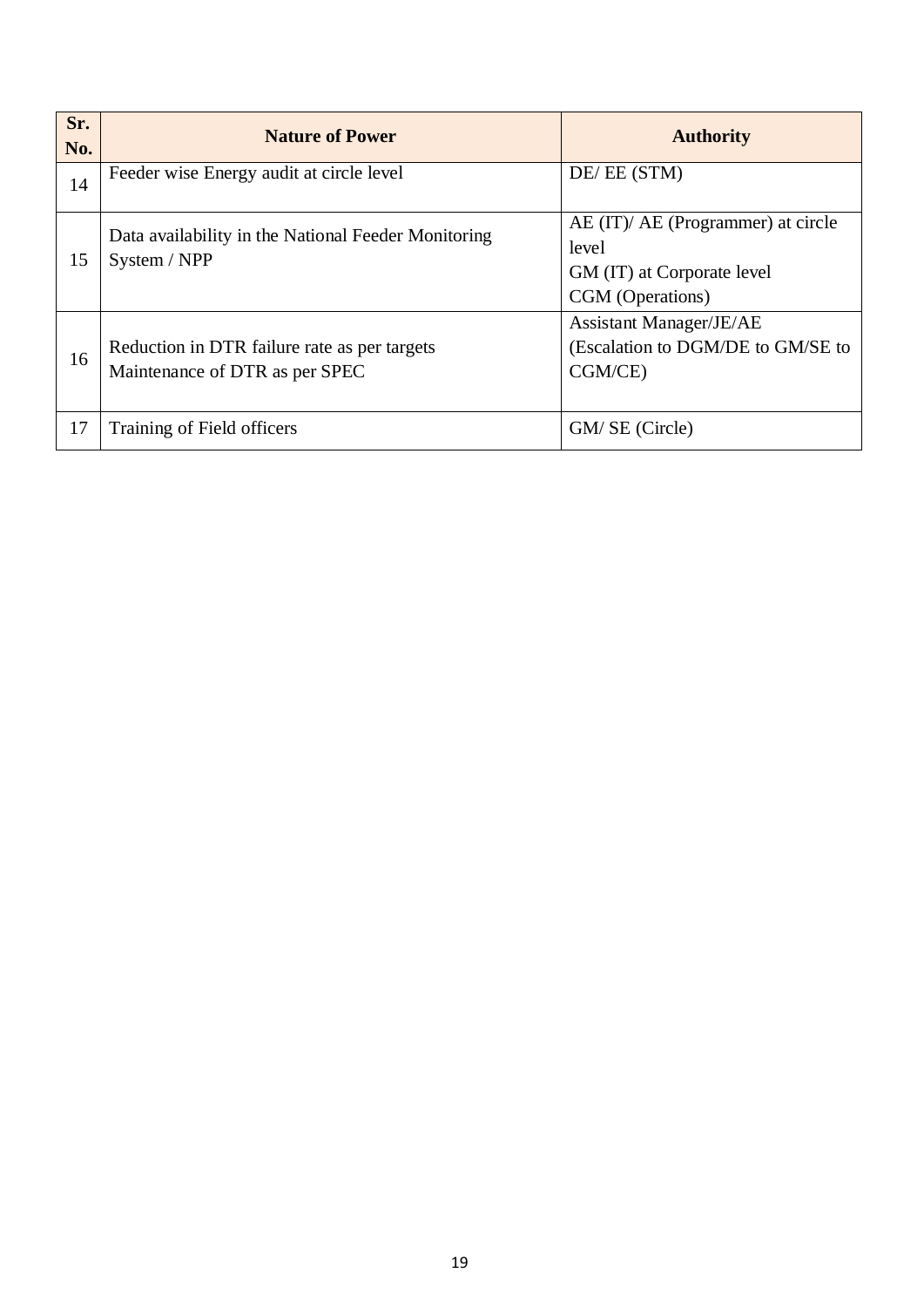| Sr. No. | Nature of Power | Authority |
|---|---|---|
| 14 | Feeder wise Energy audit at circle level | DE/ EE (STM) |
| 15 | Data availability in the National Feeder Monitoring System / NPP | AE (IT)/ AE (Programmer) at circle level<br>GM (IT) at Corporate level<br>CGM (Operations) |
| 16 | Reduction in DTR failure rate as per targets<br>Maintenance of DTR as per SPEC | Assistant Manager/JE/AE<br>(Escalation to DGM/DE to GM/SE to CGM/CE) |
| 17 | Training of Field officers | GM/ SE (Circle) |